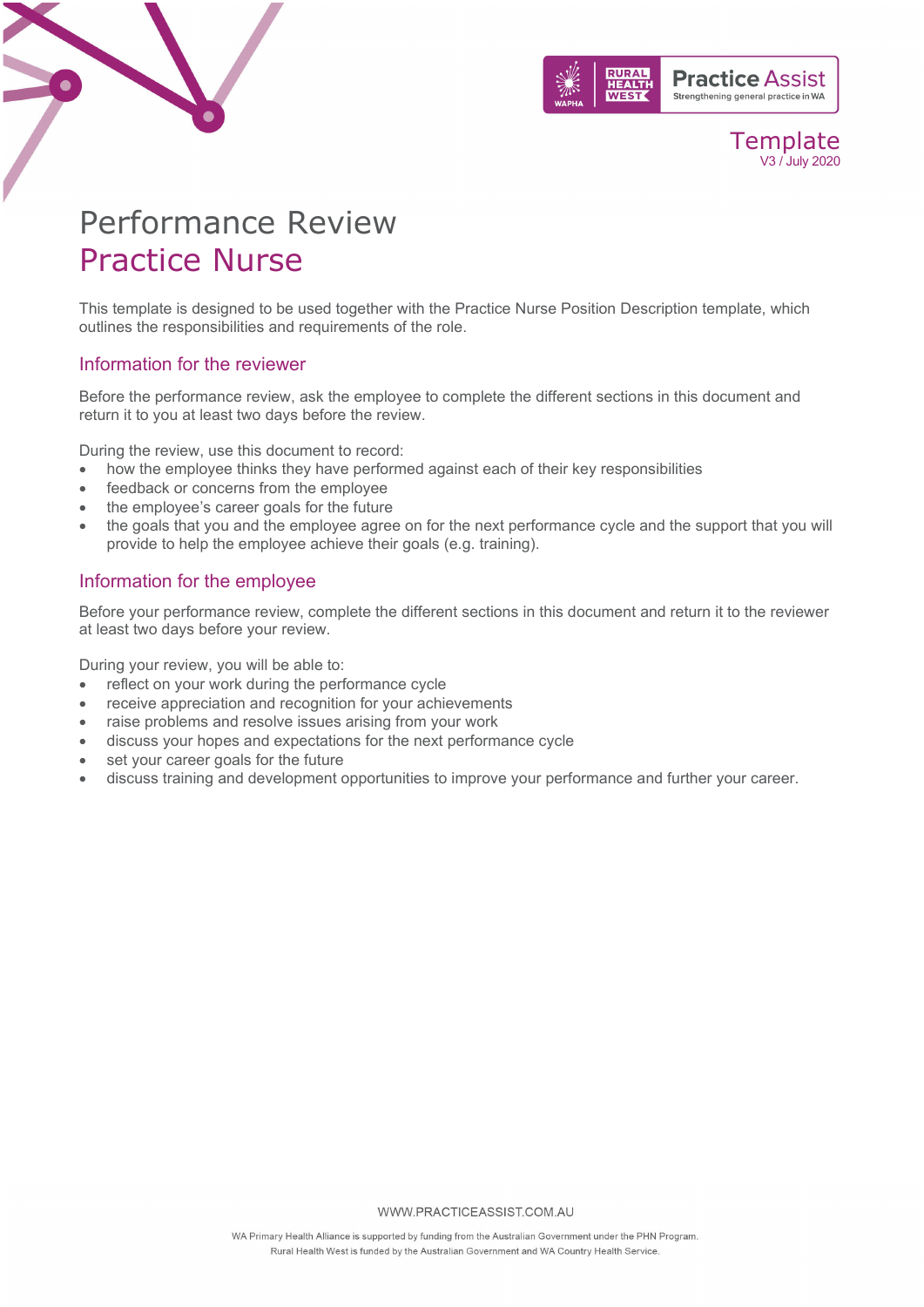Template
V3 / July 2020

# Performance Review
# Practice Nurse

This template is designed to be used together with the Practice Nurse Position Description template, which outlines the responsibilities and requirements of the role.

## Information for the reviewer

Before the performance review, ask the employee to complete the different sections in this document and return it to you at least two days before the review.

During the review, use this document to record:

- how the employee thinks they have performed against each of their key responsibilities
- feedback or concerns from the employee
- the employee's career goals for the future
- the goals that you and the employee agree on for the next performance cycle and the support that you will provide to help the employee achieve their goals (e.g. training).

## Information for the employee

Before your performance review, complete the different sections in this document and return it to the reviewer at least two days before your review.

During your review, you will be able to:

- reflect on your work during the performance cycle
- receive appreciation and recognition for your achievements
- raise problems and resolve issues arising from your work
- discuss your hopes and expectations for the next performance cycle
- set your career goals for the future
- discuss training and development opportunities to improve your performance and further your career.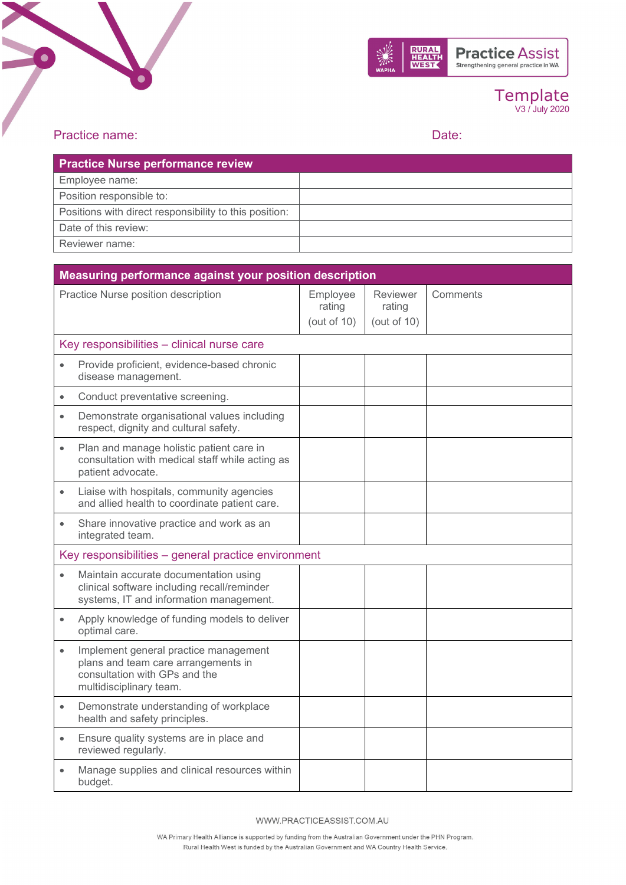Template
V3 / July 2020

Practice name: Date:

| Practice Nurse performance review | |
|---|---|
| Employee name: | |
| Position responsible to: | |
| Positions with direct responsibility to this position: | |
| Date of this review: | |
| Reviewer name: | |

| Measuring performance against your position description | | | |
|---|---|---|---|
| Practice Nurse position description | Employee rating (out of 10) | Reviewer rating (out of 10) | Comments |
| Key responsibilities – clinical nurse care | | | |
| • Provide proficient, evidence-based chronic disease management. | | | |
| • Conduct preventative screening. | | | |
| • Demonstrate organisational values including respect, dignity and cultural safety. | | | |
| • Plan and manage holistic patient care in consultation with medical staff while acting as patient advocate. | | | |
| • Liaise with hospitals, community agencies and allied health to coordinate patient care. | | | |
| • Share innovative practice and work as an integrated team. | | | |
| Key responsibilities – general practice environment | | | |
| • Maintain accurate documentation using clinical software including recall/reminder systems, IT and information management. | | | |
| • Apply knowledge of funding models to deliver optimal care. | | | |
| • Implement general practice management plans and team care arrangements in consultation with GPs and the multidisciplinary team. | | | |
| • Demonstrate understanding of workplace health and safety principles. | | | |
| • Ensure quality systems are in place and reviewed regularly. | | | |
| • Manage supplies and clinical resources within budget. | | | |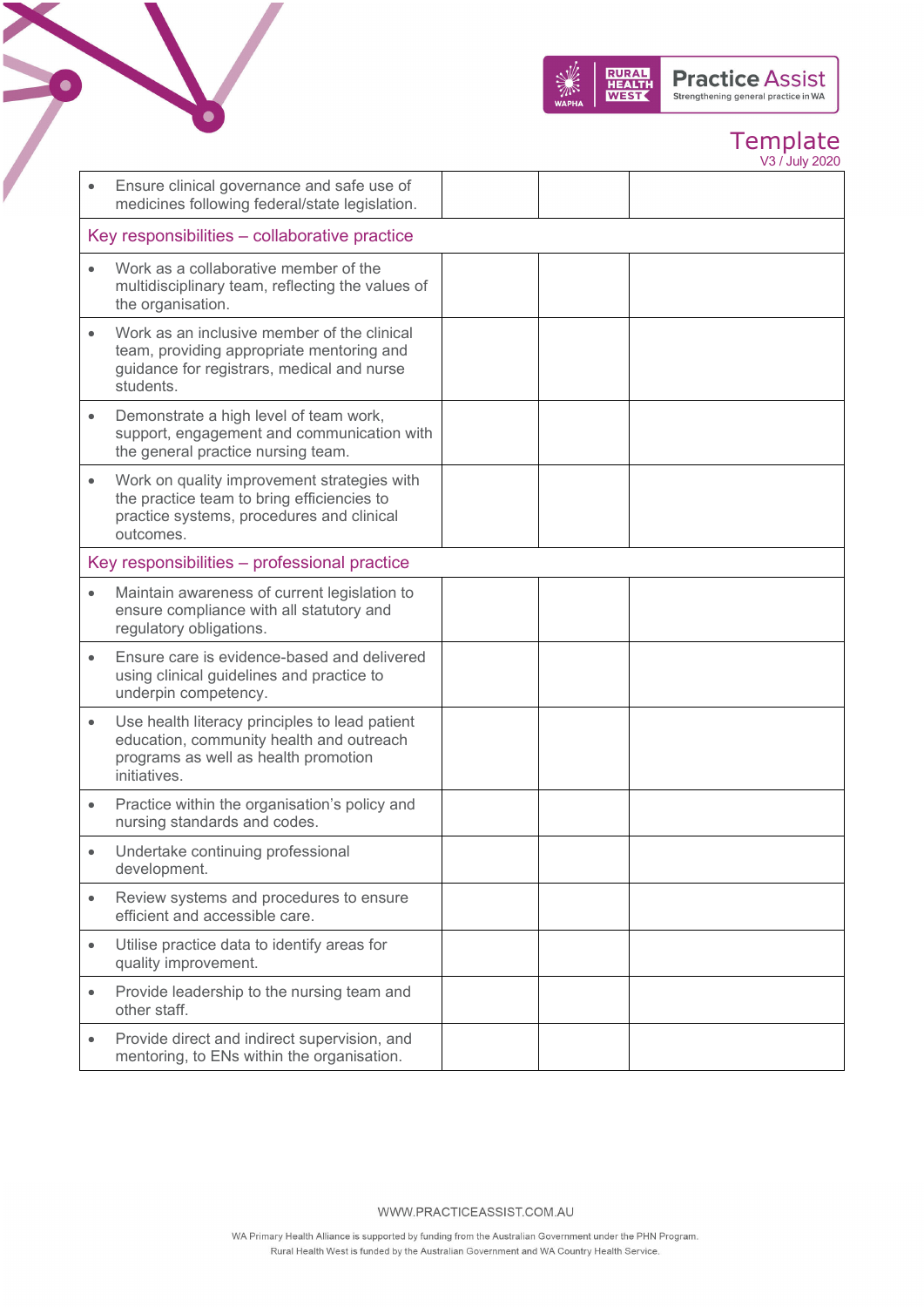| | | | |
|---|---|---|---|
| • Ensure clinical governance and safe use of medicines following federal/state legislation. | | | |
| **Key responsibilities – collaborative practice** | | | |
| • Work as a collaborative member of the multidisciplinary team, reflecting the values of the organisation. | | | |
| • Work as an inclusive member of the clinical team, providing appropriate mentoring and guidance for registrars, medical and nurse students. | | | |
| • Demonstrate a high level of team work, support, engagement and communication with the general practice nursing team. | | | |
| • Work on quality improvement strategies with the practice team to bring efficiencies to practice systems, procedures and clinical outcomes. | | | |
| **Key responsibilities – professional practice** | | | |
| • Maintain awareness of current legislation to ensure compliance with all statutory and regulatory obligations. | | | |
| • Ensure care is evidence-based and delivered using clinical guidelines and practice to underpin competency. | | | |
| • Use health literacy principles to lead patient education, community health and outreach programs as well as health promotion initiatives. | | | |
| • Practice within the organisation's policy and nursing standards and codes. | | | |
| • Undertake continuing professional development. | | | |
| • Review systems and procedures to ensure efficient and accessible care. | | | |
| • Utilise practice data to identify areas for quality improvement. | | | |
| • Provide leadership to the nursing team and other staff. | | | |
| • Provide direct and indirect supervision, and mentoring, to ENs within the organisation. | | | |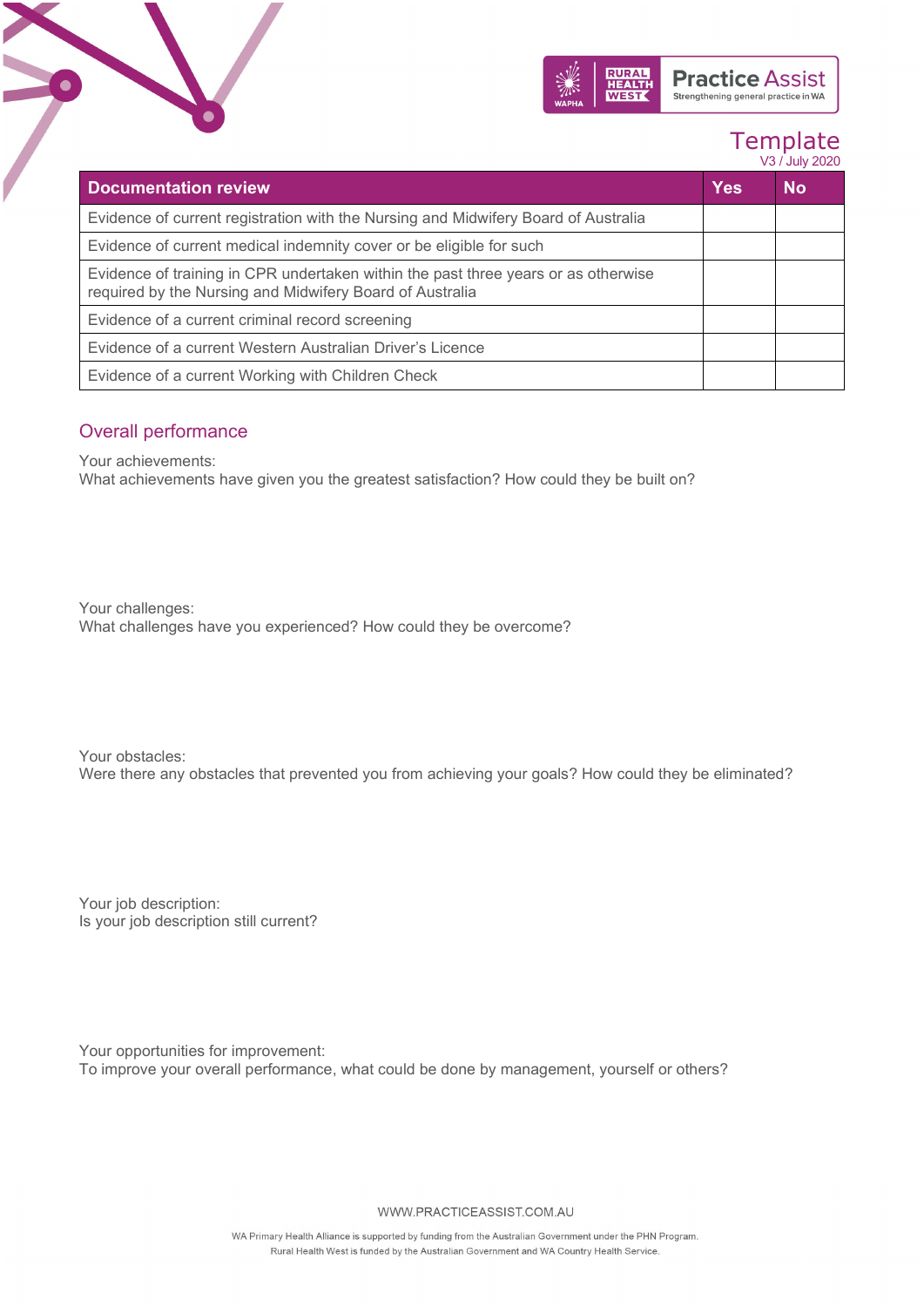| Documentation review | Yes | No |
|---|---|---|
| Evidence of current registration with the Nursing and Midwifery Board of Australia | | |
| Evidence of current medical indemnity cover or be eligible for such | | |
| Evidence of training in CPR undertaken within the past three years or as otherwise required by the Nursing and Midwifery Board of Australia | | |
| Evidence of a current criminal record screening | | |
| Evidence of a current Western Australian Driver's Licence | | |
| Evidence of a current Working with Children Check | | |

## Overall performance

Your achievements:
What achievements have given you the greatest satisfaction? How could they be built on?

Your challenges:
What challenges have you experienced? How could they be overcome?

Your obstacles:
Were there any obstacles that prevented you from achieving your goals? How could they be eliminated?

Your job description:
Is your job description still current?

Your opportunities for improvement:
To improve your overall performance, what could be done by management, yourself or others?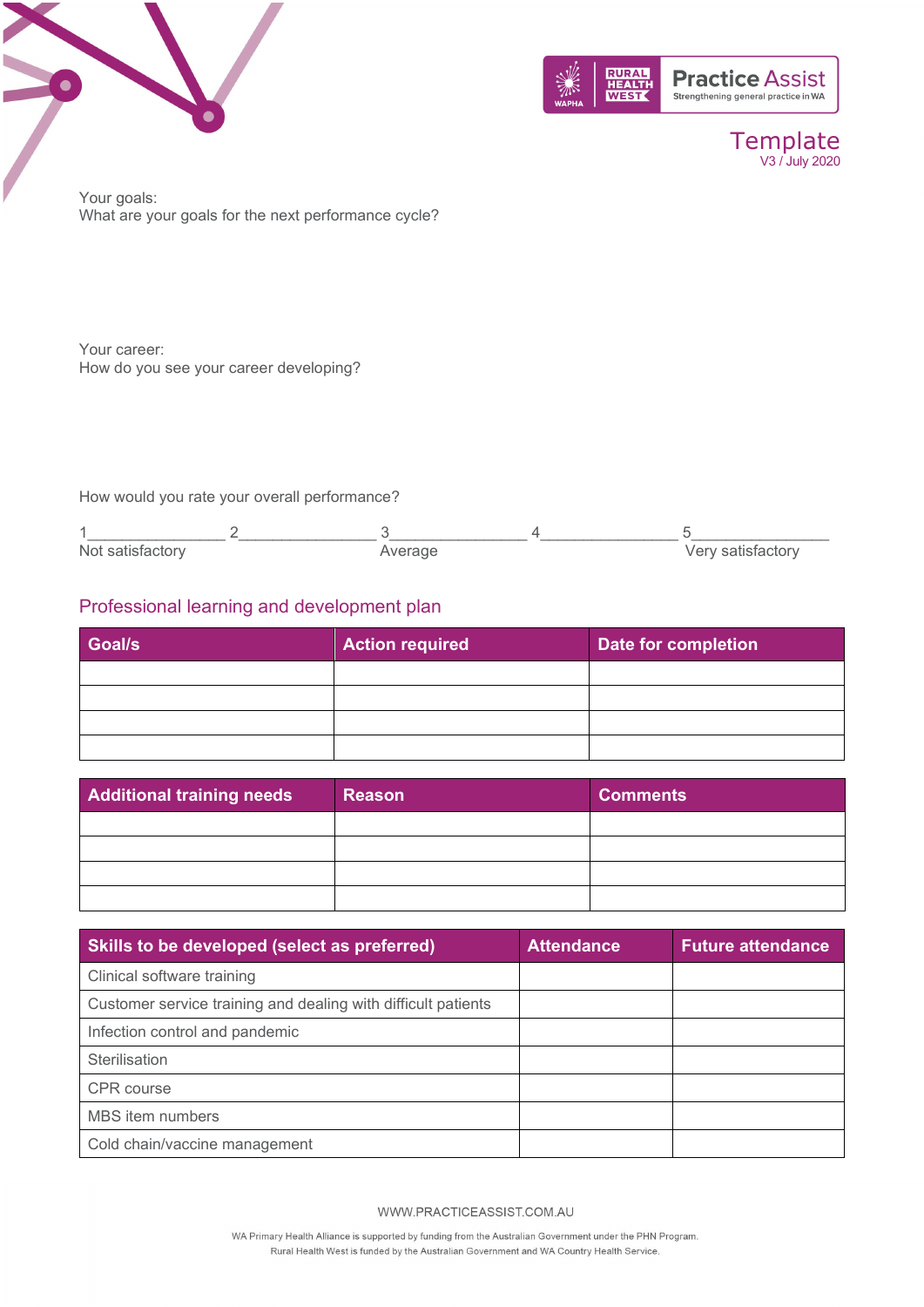Your goals:
What are your goals for the next performance cycle?

Your career:
How do you see your career developing?

How would you rate your overall performance?

1________________ 2________________ 3________________ 4________________ 5________________
Not satisfactory Average Very satisfactory

## Professional learning and development plan

| Goal/s | Action required | Date for completion |
|---|---|---|
| | | |
| | | |
| | | |
| | | |

| Additional training needs | Reason | Comments |
|---|---|---|
| | | |
| | | |
| | | |
| | | |

| Skills to be developed (select as preferred) | Attendance | Future attendance |
|---|---|---|
| Clinical software training | | |
| Customer service training and dealing with difficult patients | | |
| Infection control and pandemic | | |
| Sterilisation | | |
| CPR course | | |
| MBS item numbers | | |
| Cold chain/vaccine management | | |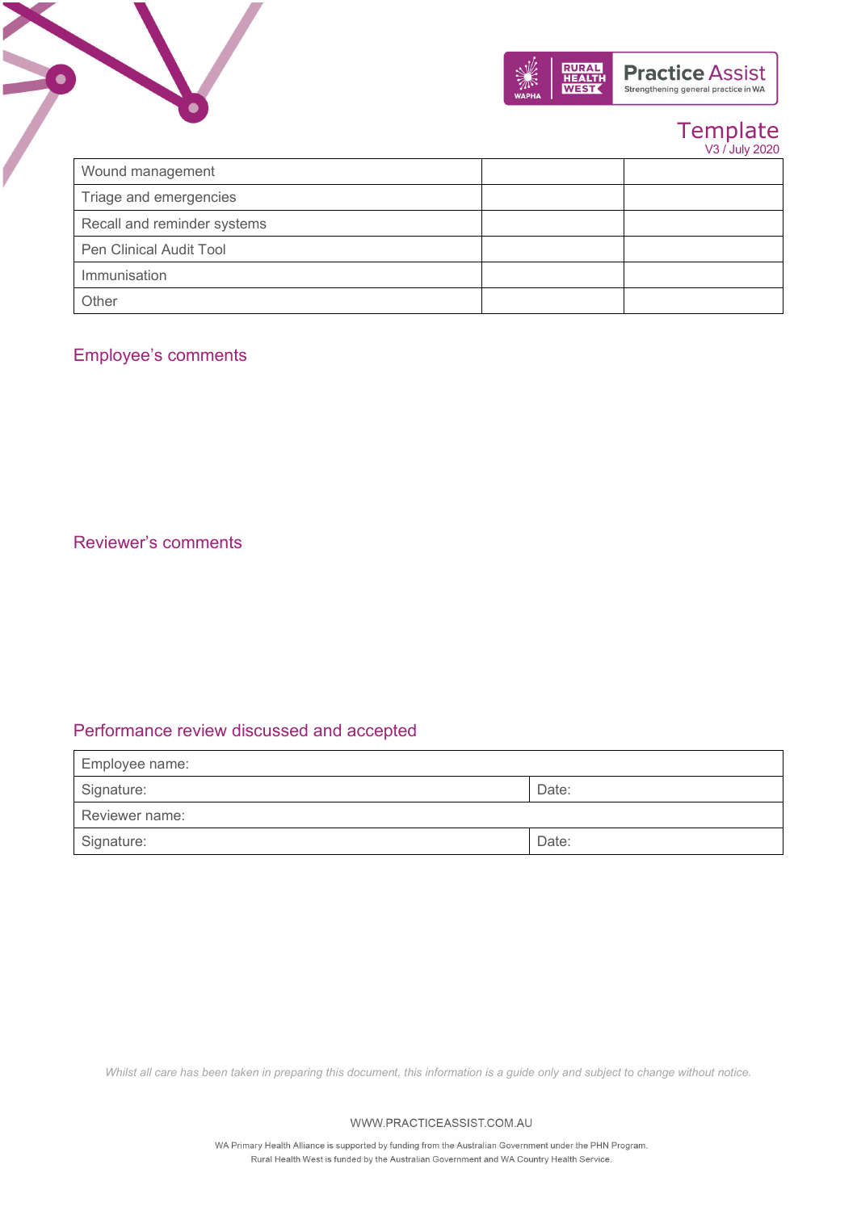| | | |
|---|---|---|
| Wound management | | |
| Triage and emergencies | | |
| Recall and reminder systems | | |
| Pen Clinical Audit Tool | | |
| Immunisation | | |
| Other | | |

## Employee's comments

## Reviewer's comments

## Performance review discussed and accepted

| | |
|---|---|
| Employee name: | |
| Signature: | Date: |
| Reviewer name: | |
| Signature: | Date: |

*Whilst all care has been taken in preparing this document, this information is a guide only and subject to change without notice.*

WWW.PRACTICEASSIST.COM.AU

WA Primary Health Alliance is supported by funding from the Australian Government under the PHN Program.
Rural Health West is funded by the Australian Government and WA Country Health Service.